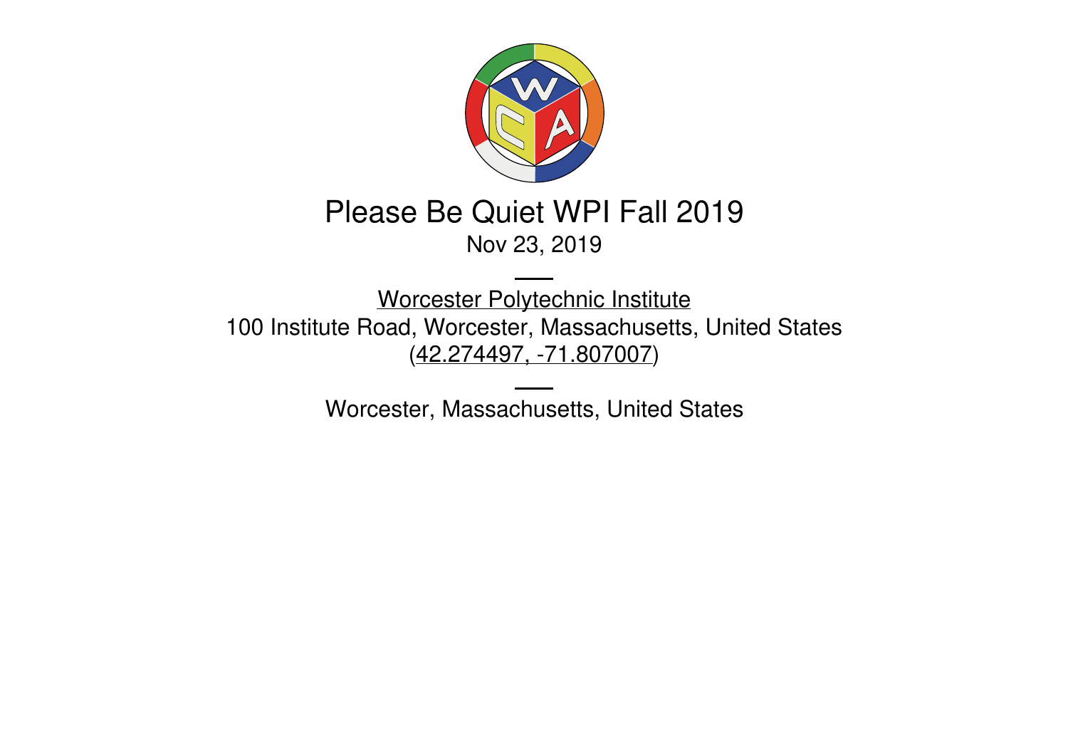# Please Be Quiet WPI Fall 2019

Nov 23, 2019

---

Worcester Polytechnic Institute

100 Institute Road, Worcester, Massachusetts, United States

(42.274497, -71.807007)

---

Worcester, Massachusetts, United States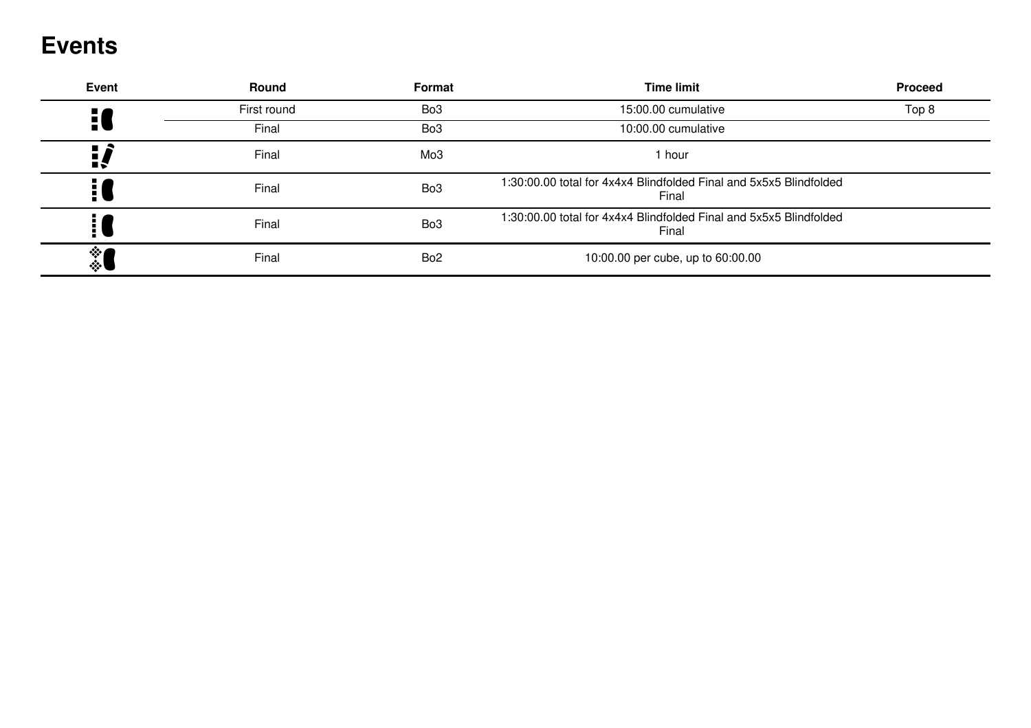# Events

| Event | Round | Format | Time limit | Proceed |
|---|---|---|---|---|
| | First round | Bo3 | 15:00.00 cumulative | Top 8 |
| | Final | Bo3 | 10:00.00 cumulative | |
| | Final | Mo3 | 1 hour | |
| | Final | Bo3 | 1:30:00.00 total for 4x4x4 Blindfolded Final and 5x5x5 Blindfolded Final | |
| | Final | Bo3 | 1:30:00.00 total for 4x4x4 Blindfolded Final and 5x5x5 Blindfolded Final | |
| | Final | Bo2 | 10:00.00 per cube, up to 60:00.00 | |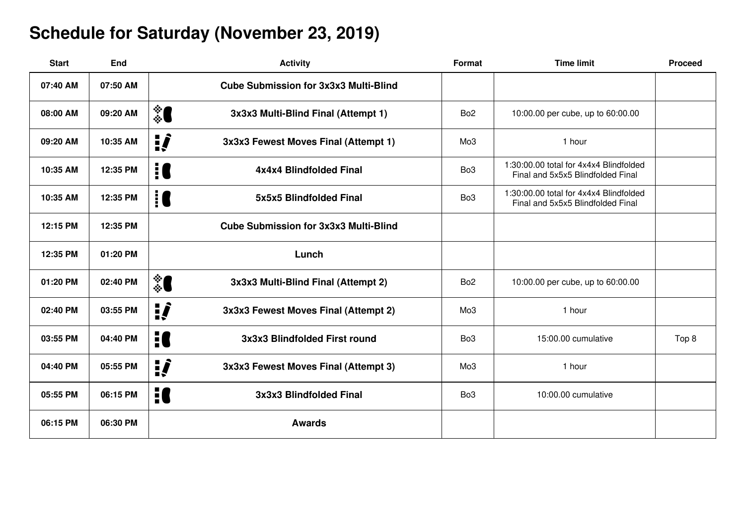# Schedule for Saturday (November 23, 2019)

| Start | End | Activity | Format | Time limit | Proceed |
|---|---|---|---|---|---|
| 07:40 AM | 07:50 AM | Cube Submission for 3x3x3 Multi-Blind | | | |
| 08:00 AM | 09:20 AM | 3x3x3 Multi-Blind Final (Attempt 1) | Bo2 | 10:00.00 per cube, up to 60:00.00 | |
| 09:20 AM | 10:35 AM | 3x3x3 Fewest Moves Final (Attempt 1) | Mo3 | 1 hour | |
| 10:35 AM | 12:35 PM | 4x4x4 Blindfolded Final | Bo3 | 1:30:00.00 total for 4x4x4 Blindfolded Final and 5x5x5 Blindfolded Final | |
| 10:35 AM | 12:35 PM | 5x5x5 Blindfolded Final | Bo3 | 1:30:00.00 total for 4x4x4 Blindfolded Final and 5x5x5 Blindfolded Final | |
| 12:15 PM | 12:35 PM | Cube Submission for 3x3x3 Multi-Blind | | | |
| 12:35 PM | 01:20 PM | Lunch | | | |
| 01:20 PM | 02:40 PM | 3x3x3 Multi-Blind Final (Attempt 2) | Bo2 | 10:00.00 per cube, up to 60:00.00 | |
| 02:40 PM | 03:55 PM | 3x3x3 Fewest Moves Final (Attempt 2) | Mo3 | 1 hour | |
| 03:55 PM | 04:40 PM | 3x3x3 Blindfolded First round | Bo3 | 15:00.00 cumulative | Top 8 |
| 04:40 PM | 05:55 PM | 3x3x3 Fewest Moves Final (Attempt 3) | Mo3 | 1 hour | |
| 05:55 PM | 06:15 PM | 3x3x3 Blindfolded Final | Bo3 | 10:00.00 cumulative | |
| 06:15 PM | 06:30 PM | Awards | | | |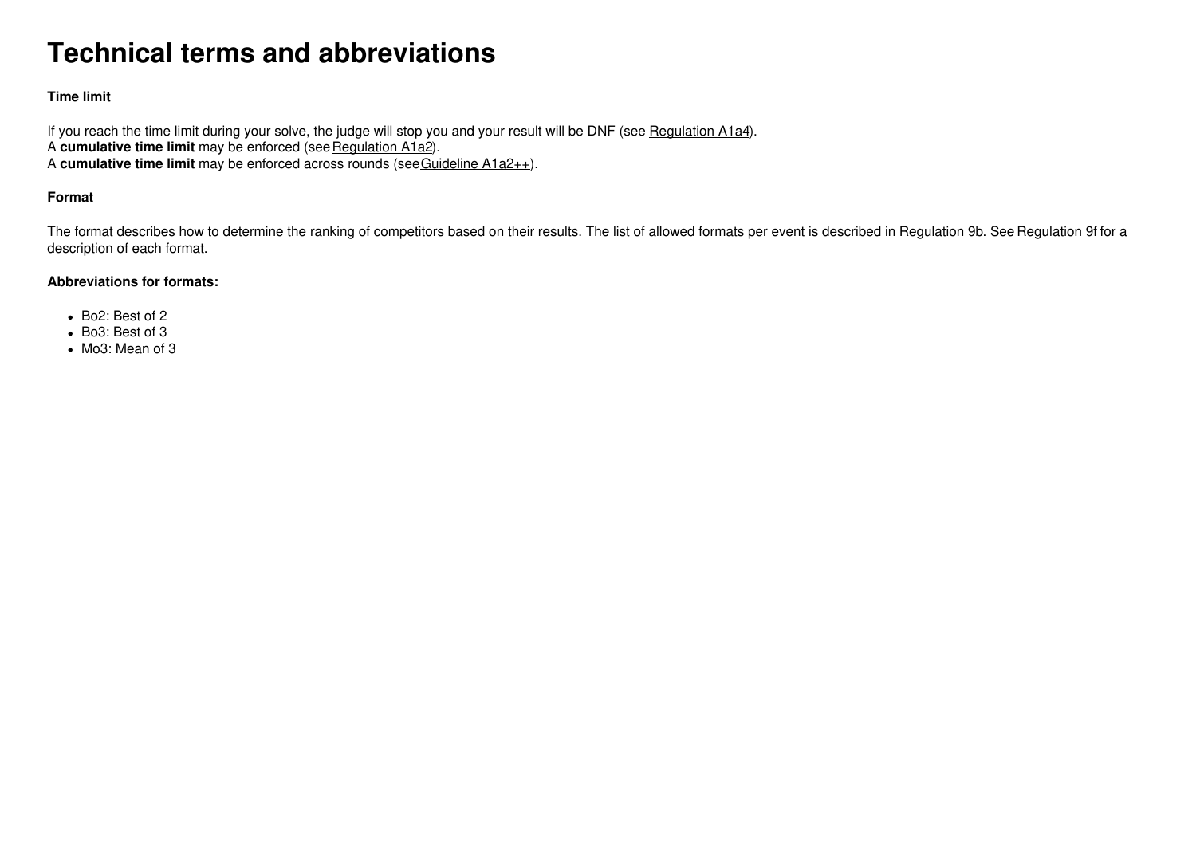# Technical terms and abbreviations

**Time limit**

If you reach the time limit during your solve, the judge will stop you and your result will be DNF (see Regulation A1a4).
A **cumulative time limit** may be enforced (see Regulation A1a2).
A **cumulative time limit** may be enforced across rounds (see Guideline A1a2++).

**Format**

The format describes how to determine the ranking of competitors based on their results. The list of allowed formats per event is described in Regulation 9b. See Regulation 9f for a description of each format.

**Abbreviations for formats:**

- Bo2: Best of 2
- Bo3: Best of 3
- Mo3: Mean of 3